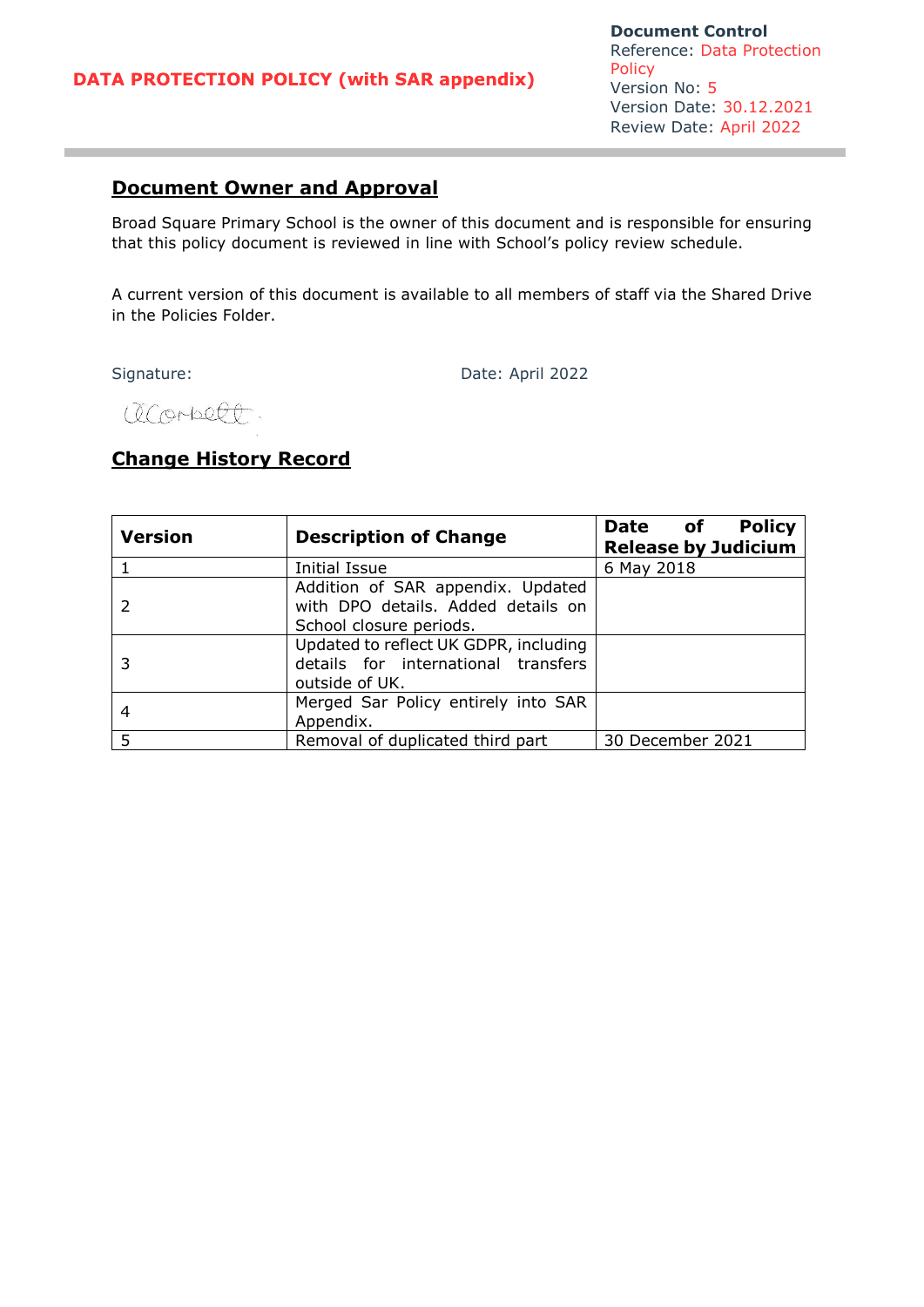# DATA PROTECTION POLICY (with SAR appendix)

**Document Control**
Reference: Data Protection Policy
Version No: 5
Version Date: 30.12.2021
Review Date: April 2022

## Document Owner and Approval

Broad Square Primary School is the owner of this document and is responsible for ensuring that this policy document is reviewed in line with School's policy review schedule.

A current version of this document is available to all members of staff via the Shared Drive in the Policies Folder.

Signature: Date: April 2022

ACorbett

## Change History Record

| Version | Description of Change | Date of Policy Release by Judicium |
|---|---|---|
| 1 | Initial Issue | 6 May 2018 |
| 2 | Addition of SAR appendix. Updated with DPO details. Added details on School closure periods. | |
| 3 | Updated to reflect UK GDPR, including details for international transfers outside of UK. | |
| 4 | Merged Sar Policy entirely into SAR Appendix. | |
| 5 | Removal of duplicated third part | 30 December 2021 |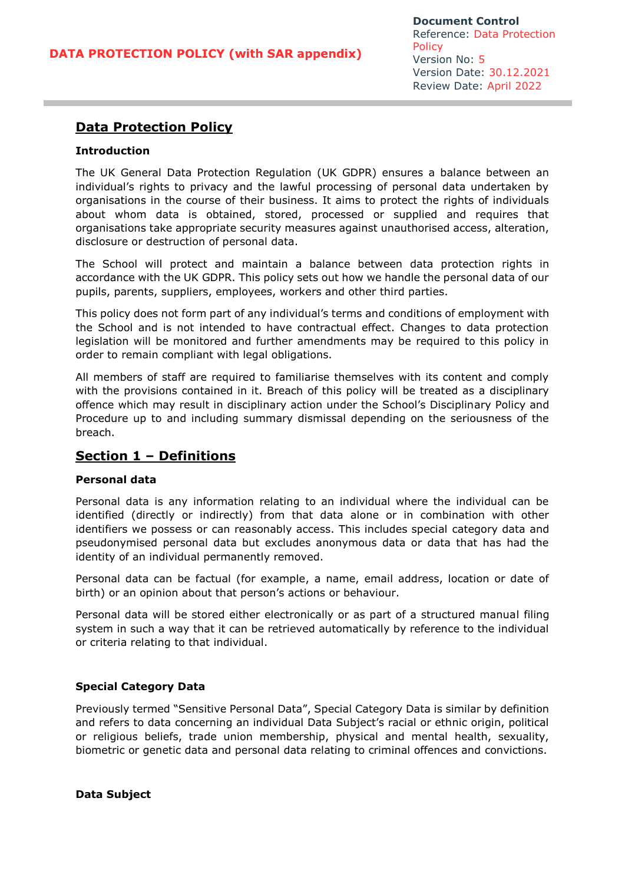**DATA PROTECTION POLICY (with SAR appendix)**

**Document Control**
Reference: Data Protection Policy
Version No: 5
Version Date: 30.12.2021
Review Date: April 2022

# Data Protection Policy

### Introduction

The UK General Data Protection Regulation (UK GDPR) ensures a balance between an individual's rights to privacy and the lawful processing of personal data undertaken by organisations in the course of their business. It aims to protect the rights of individuals about whom data is obtained, stored, processed or supplied and requires that organisations take appropriate security measures against unauthorised access, alteration, disclosure or destruction of personal data.

The School will protect and maintain a balance between data protection rights in accordance with the UK GDPR. This policy sets out how we handle the personal data of our pupils, parents, suppliers, employees, workers and other third parties.

This policy does not form part of any individual's terms and conditions of employment with the School and is not intended to have contractual effect. Changes to data protection legislation will be monitored and further amendments may be required to this policy in order to remain compliant with legal obligations.

All members of staff are required to familiarise themselves with its content and comply with the provisions contained in it. Breach of this policy will be treated as a disciplinary offence which may result in disciplinary action under the School's Disciplinary Policy and Procedure up to and including summary dismissal depending on the seriousness of the breach.

## Section 1 – Definitions

### Personal data

Personal data is any information relating to an individual where the individual can be identified (directly or indirectly) from that data alone or in combination with other identifiers we possess or can reasonably access. This includes special category data and pseudonymised personal data but excludes anonymous data or data that has had the identity of an individual permanently removed.

Personal data can be factual (for example, a name, email address, location or date of birth) or an opinion about that person's actions or behaviour.

Personal data will be stored either electronically or as part of a structured manual filing system in such a way that it can be retrieved automatically by reference to the individual or criteria relating to that individual.

### Special Category Data

Previously termed "Sensitive Personal Data", Special Category Data is similar by definition and refers to data concerning an individual Data Subject's racial or ethnic origin, political or religious beliefs, trade union membership, physical and mental health, sexuality, biometric or genetic data and personal data relating to criminal offences and convictions.

### Data Subject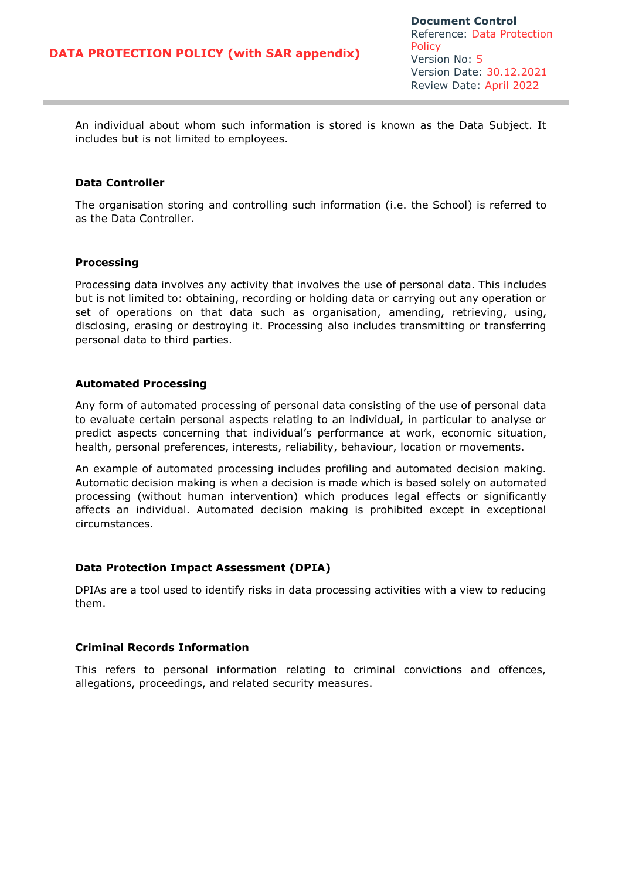An individual about whom such information is stored is known as the Data Subject. It includes but is not limited to employees.

### Data Controller

The organisation storing and controlling such information (i.e. the School) is referred to as the Data Controller.

### Processing

Processing data involves any activity that involves the use of personal data. This includes but is not limited to: obtaining, recording or holding data or carrying out any operation or set of operations on that data such as organisation, amending, retrieving, using, disclosing, erasing or destroying it. Processing also includes transmitting or transferring personal data to third parties.

### Automated Processing

Any form of automated processing of personal data consisting of the use of personal data to evaluate certain personal aspects relating to an individual, in particular to analyse or predict aspects concerning that individual's performance at work, economic situation, health, personal preferences, interests, reliability, behaviour, location or movements.

An example of automated processing includes profiling and automated decision making. Automatic decision making is when a decision is made which is based solely on automated processing (without human intervention) which produces legal effects or significantly affects an individual. Automated decision making is prohibited except in exceptional circumstances.

### Data Protection Impact Assessment (DPIA)

DPIAs are a tool used to identify risks in data processing activities with a view to reducing them.

### Criminal Records Information

This refers to personal information relating to criminal convictions and offences, allegations, proceedings, and related security measures.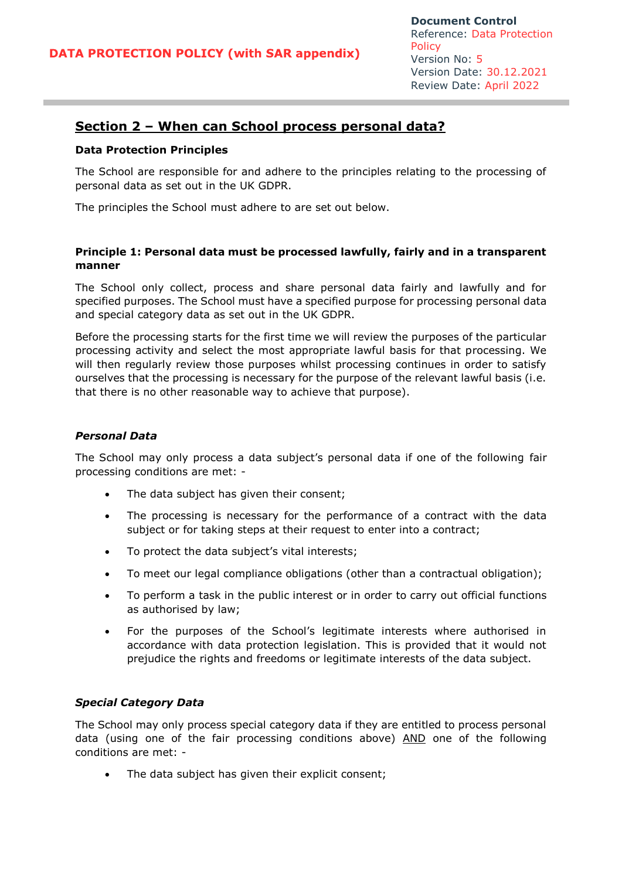## Section 2 – When can School process personal data?

**Data Protection Principles**

The School are responsible for and adhere to the principles relating to the processing of personal data as set out in the UK GDPR.

The principles the School must adhere to are set out below.

**Principle 1: Personal data must be processed lawfully, fairly and in a transparent manner**

The School only collect, process and share personal data fairly and lawfully and for specified purposes. The School must have a specified purpose for processing personal data and special category data as set out in the UK GDPR.

Before the processing starts for the first time we will review the purposes of the particular processing activity and select the most appropriate lawful basis for that processing. We will then regularly review those purposes whilst processing continues in order to satisfy ourselves that the processing is necessary for the purpose of the relevant lawful basis (i.e. that there is no other reasonable way to achieve that purpose).

***Personal Data***

The School may only process a data subject's personal data if one of the following fair processing conditions are met: -

- The data subject has given their consent;
- The processing is necessary for the performance of a contract with the data subject or for taking steps at their request to enter into a contract;
- To protect the data subject's vital interests;
- To meet our legal compliance obligations (other than a contractual obligation);
- To perform a task in the public interest or in order to carry out official functions as authorised by law;
- For the purposes of the School's legitimate interests where authorised in accordance with data protection legislation. This is provided that it would not prejudice the rights and freedoms or legitimate interests of the data subject.

***Special Category Data***

The School may only process special category data if they are entitled to process personal data (using one of the fair processing conditions above) <u>AND</u> one of the following conditions are met: -

- The data subject has given their explicit consent;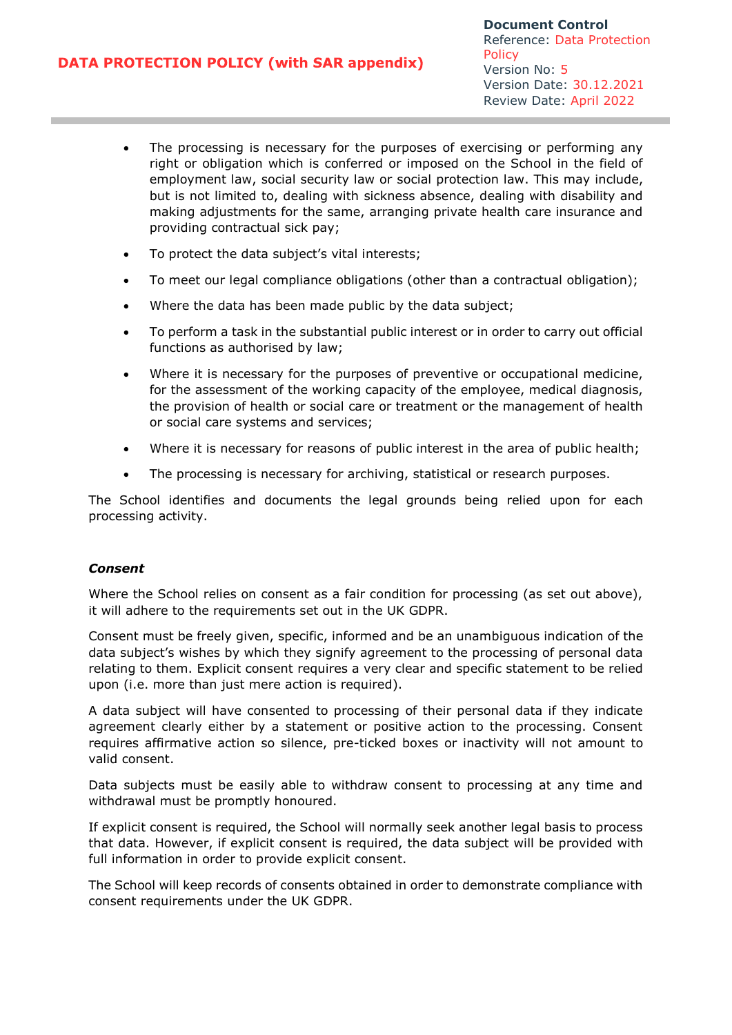- The processing is necessary for the purposes of exercising or performing any right or obligation which is conferred or imposed on the School in the field of employment law, social security law or social protection law. This may include, but is not limited to, dealing with sickness absence, dealing with disability and making adjustments for the same, arranging private health care insurance and providing contractual sick pay;
- To protect the data subject's vital interests;
- To meet our legal compliance obligations (other than a contractual obligation);
- Where the data has been made public by the data subject;
- To perform a task in the substantial public interest or in order to carry out official functions as authorised by law;
- Where it is necessary for the purposes of preventive or occupational medicine, for the assessment of the working capacity of the employee, medical diagnosis, the provision of health or social care or treatment or the management of health or social care systems and services;
- Where it is necessary for reasons of public interest in the area of public health;
- The processing is necessary for archiving, statistical or research purposes.

The School identifies and documents the legal grounds being relied upon for each processing activity.

***Consent***

Where the School relies on consent as a fair condition for processing (as set out above), it will adhere to the requirements set out in the UK GDPR.

Consent must be freely given, specific, informed and be an unambiguous indication of the data subject's wishes by which they signify agreement to the processing of personal data relating to them. Explicit consent requires a very clear and specific statement to be relied upon (i.e. more than just mere action is required).

A data subject will have consented to processing of their personal data if they indicate agreement clearly either by a statement or positive action to the processing. Consent requires affirmative action so silence, pre-ticked boxes or inactivity will not amount to valid consent.

Data subjects must be easily able to withdraw consent to processing at any time and withdrawal must be promptly honoured.

If explicit consent is required, the School will normally seek another legal basis to process that data. However, if explicit consent is required, the data subject will be provided with full information in order to provide explicit consent.

The School will keep records of consents obtained in order to demonstrate compliance with consent requirements under the UK GDPR.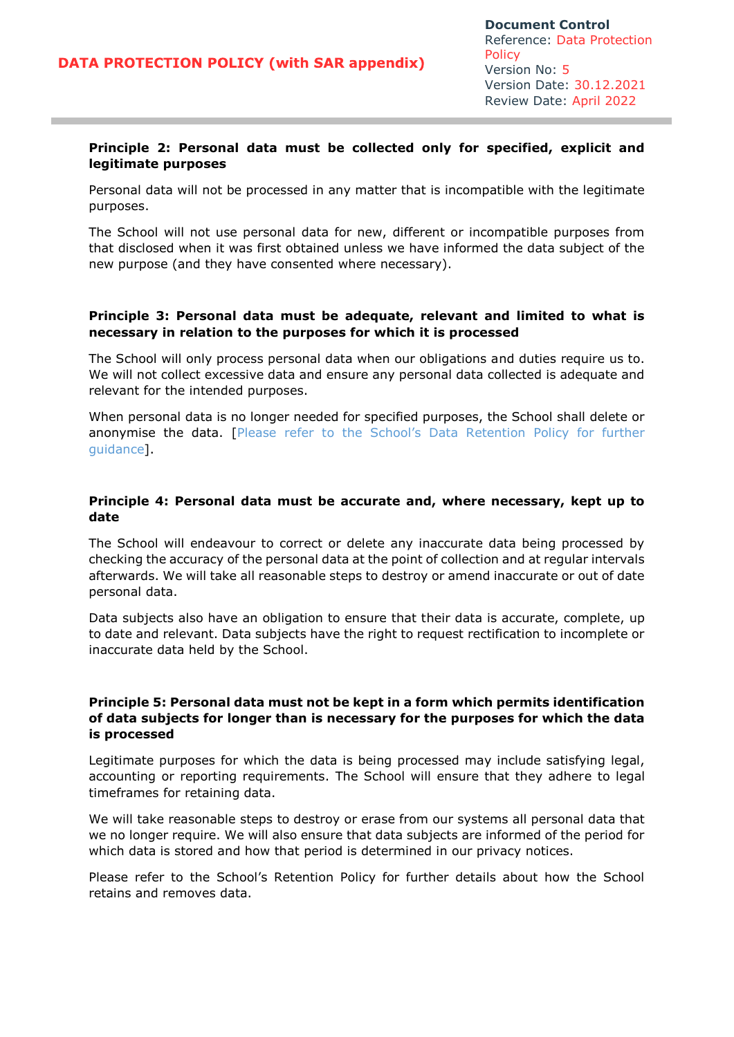**Principle 2: Personal data must be collected only for specified, explicit and legitimate purposes**

Personal data will not be processed in any matter that is incompatible with the legitimate purposes.

The School will not use personal data for new, different or incompatible purposes from that disclosed when it was first obtained unless we have informed the data subject of the new purpose (and they have consented where necessary).

**Principle 3: Personal data must be adequate, relevant and limited to what is necessary in relation to the purposes for which it is processed**

The School will only process personal data when our obligations and duties require us to. We will not collect excessive data and ensure any personal data collected is adequate and relevant for the intended purposes.

When personal data is no longer needed for specified purposes, the School shall delete or anonymise the data. [Please refer to the School's Data Retention Policy for further guidance].

**Principle 4: Personal data must be accurate and, where necessary, kept up to date**

The School will endeavour to correct or delete any inaccurate data being processed by checking the accuracy of the personal data at the point of collection and at regular intervals afterwards. We will take all reasonable steps to destroy or amend inaccurate or out of date personal data.

Data subjects also have an obligation to ensure that their data is accurate, complete, up to date and relevant. Data subjects have the right to request rectification to incomplete or inaccurate data held by the School.

**Principle 5: Personal data must not be kept in a form which permits identification of data subjects for longer than is necessary for the purposes for which the data is processed**

Legitimate purposes for which the data is being processed may include satisfying legal, accounting or reporting requirements. The School will ensure that they adhere to legal timeframes for retaining data.

We will take reasonable steps to destroy or erase from our systems all personal data that we no longer require. We will also ensure that data subjects are informed of the period for which data is stored and how that period is determined in our privacy notices.

Please refer to the School's Retention Policy for further details about how the School retains and removes data.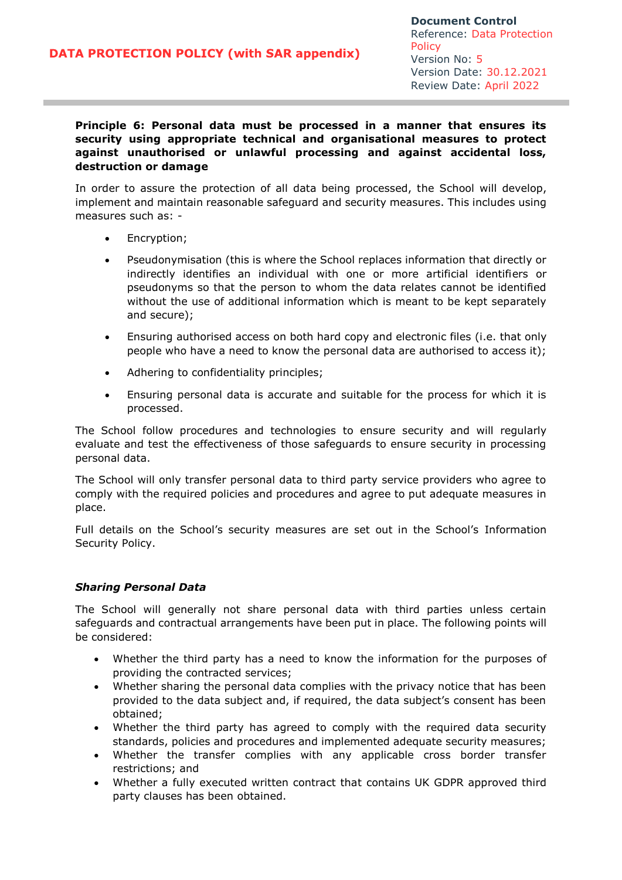**Principle 6: Personal data must be processed in a manner that ensures its security using appropriate technical and organisational measures to protect against unauthorised or unlawful processing and against accidental loss, destruction or damage**

In order to assure the protection of all data being processed, the School will develop, implement and maintain reasonable safeguard and security measures. This includes using measures such as: -

- Encryption;
- Pseudonymisation (this is where the School replaces information that directly or indirectly identifies an individual with one or more artificial identifiers or pseudonyms so that the person to whom the data relates cannot be identified without the use of additional information which is meant to be kept separately and secure);
- Ensuring authorised access on both hard copy and electronic files (i.e. that only people who have a need to know the personal data are authorised to access it);
- Adhering to confidentiality principles;
- Ensuring personal data is accurate and suitable for the process for which it is processed.

The School follow procedures and technologies to ensure security and will regularly evaluate and test the effectiveness of those safeguards to ensure security in processing personal data.

The School will only transfer personal data to third party service providers who agree to comply with the required policies and procedures and agree to put adequate measures in place.

Full details on the School's security measures are set out in the School's Information Security Policy.

### *Sharing Personal Data*

The School will generally not share personal data with third parties unless certain safeguards and contractual arrangements have been put in place. The following points will be considered:

- Whether the third party has a need to know the information for the purposes of providing the contracted services;
- Whether sharing the personal data complies with the privacy notice that has been provided to the data subject and, if required, the data subject's consent has been obtained;
- Whether the third party has agreed to comply with the required data security standards, policies and procedures and implemented adequate security measures;
- Whether the transfer complies with any applicable cross border transfer restrictions; and
- Whether a fully executed written contract that contains UK GDPR approved third party clauses has been obtained.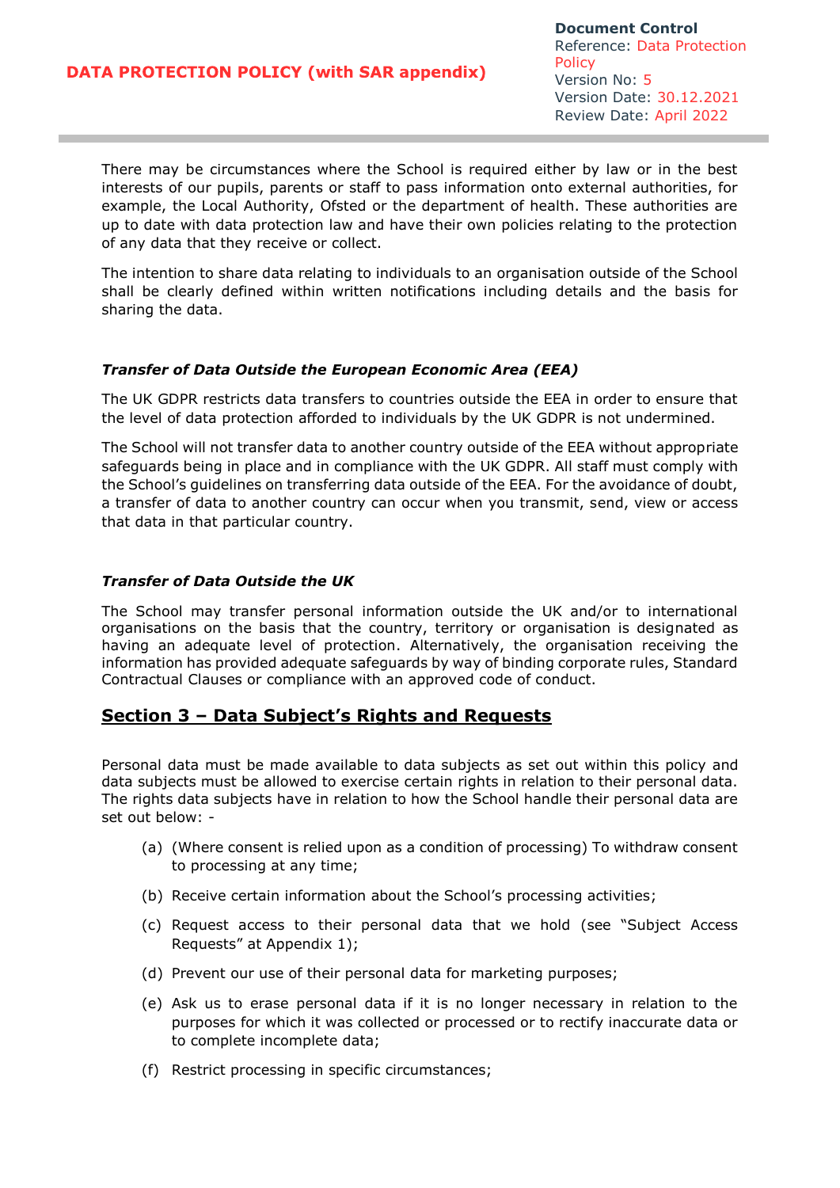There may be circumstances where the School is required either by law or in the best interests of our pupils, parents or staff to pass information onto external authorities, for example, the Local Authority, Ofsted or the department of health. These authorities are up to date with data protection law and have their own policies relating to the protection of any data that they receive or collect.

The intention to share data relating to individuals to an organisation outside of the School shall be clearly defined within written notifications including details and the basis for sharing the data.

### *Transfer of Data Outside the European Economic Area (EEA)*

The UK GDPR restricts data transfers to countries outside the EEA in order to ensure that the level of data protection afforded to individuals by the UK GDPR is not undermined.

The School will not transfer data to another country outside of the EEA without appropriate safeguards being in place and in compliance with the UK GDPR. All staff must comply with the School's guidelines on transferring data outside of the EEA. For the avoidance of doubt, a transfer of data to another country can occur when you transmit, send, view or access that data in that particular country.

### *Transfer of Data Outside the UK*

The School may transfer personal information outside the UK and/or to international organisations on the basis that the country, territory or organisation is designated as having an adequate level of protection. Alternatively, the organisation receiving the information has provided adequate safeguards by way of binding corporate rules, Standard Contractual Clauses or compliance with an approved code of conduct.

## Section 3 – Data Subject's Rights and Requests

Personal data must be made available to data subjects as set out within this policy and data subjects must be allowed to exercise certain rights in relation to their personal data. The rights data subjects have in relation to how the School handle their personal data are set out below: -

(a) (Where consent is relied upon as a condition of processing) To withdraw consent to processing at any time;

(b) Receive certain information about the School's processing activities;

(c) Request access to their personal data that we hold (see "Subject Access Requests" at Appendix 1);

(d) Prevent our use of their personal data for marketing purposes;

(e) Ask us to erase personal data if it is no longer necessary in relation to the purposes for which it was collected or processed or to rectify inaccurate data or to complete incomplete data;

(f) Restrict processing in specific circumstances;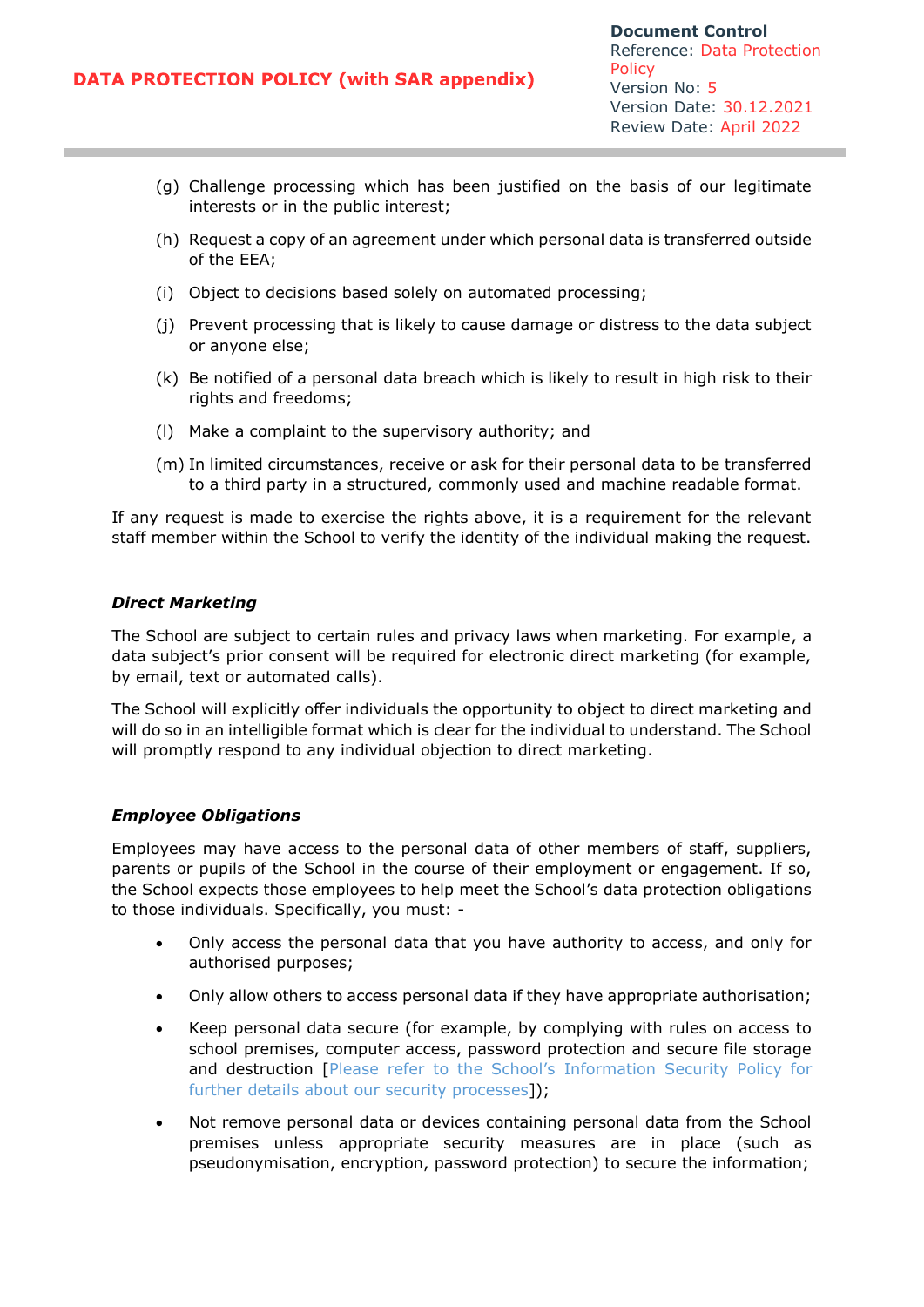(g) Challenge processing which has been justified on the basis of our legitimate interests or in the public interest;

(h) Request a copy of an agreement under which personal data is transferred outside of the EEA;

(i) Object to decisions based solely on automated processing;

(j) Prevent processing that is likely to cause damage or distress to the data subject or anyone else;

(k) Be notified of a personal data breach which is likely to result in high risk to their rights and freedoms;

(l) Make a complaint to the supervisory authority; and

(m) In limited circumstances, receive or ask for their personal data to be transferred to a third party in a structured, commonly used and machine readable format.

If any request is made to exercise the rights above, it is a requirement for the relevant staff member within the School to verify the identity of the individual making the request.

***Direct Marketing***

The School are subject to certain rules and privacy laws when marketing. For example, a data subject's prior consent will be required for electronic direct marketing (for example, by email, text or automated calls).

The School will explicitly offer individuals the opportunity to object to direct marketing and will do so in an intelligible format which is clear for the individual to understand. The School will promptly respond to any individual objection to direct marketing.

***Employee Obligations***

Employees may have access to the personal data of other members of staff, suppliers, parents or pupils of the School in the course of their employment or engagement. If so, the School expects those employees to help meet the School's data protection obligations to those individuals. Specifically, you must: -

- Only access the personal data that you have authority to access, and only for authorised purposes;
- Only allow others to access personal data if they have appropriate authorisation;
- Keep personal data secure (for example, by complying with rules on access to school premises, computer access, password protection and secure file storage and destruction [Please refer to the School's Information Security Policy for further details about our security processes]);
- Not remove personal data or devices containing personal data from the School premises unless appropriate security measures are in place (such as pseudonymisation, encryption, password protection) to secure the information;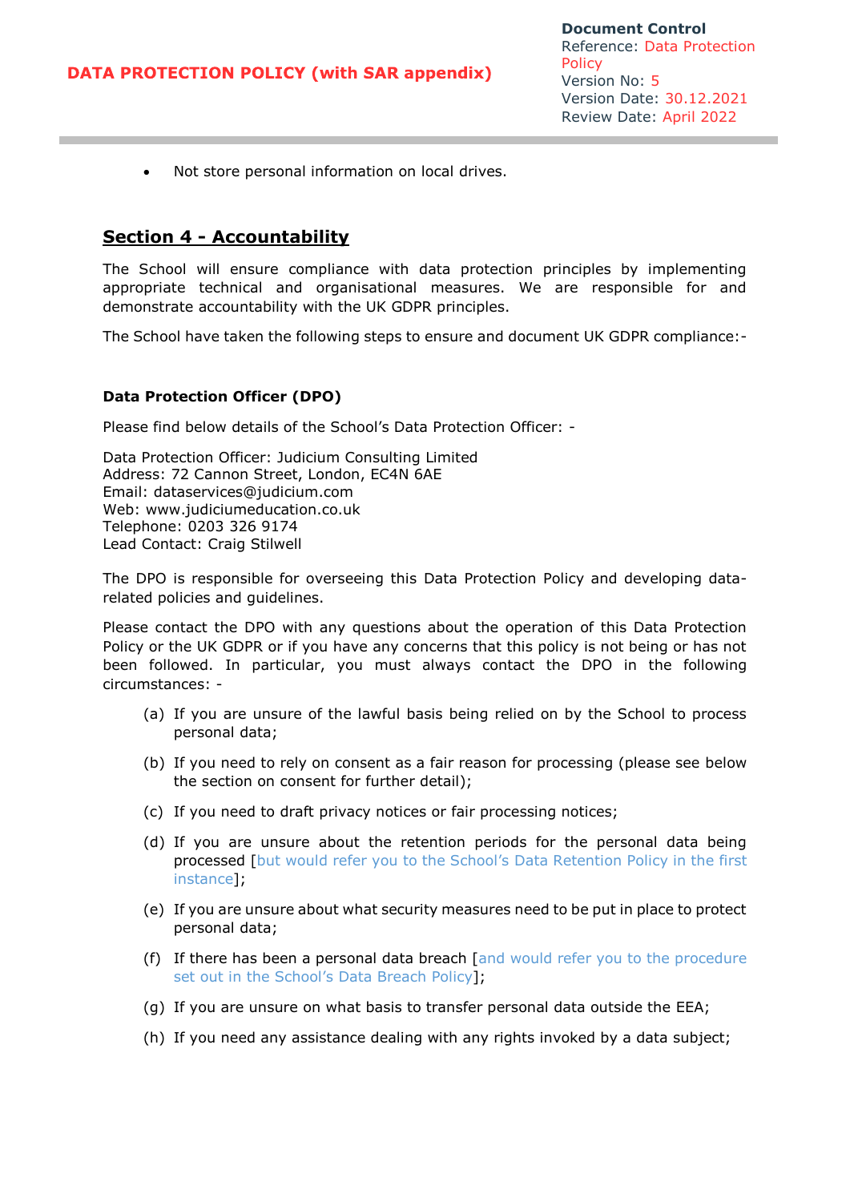- Not store personal information on local drives.

## Section 4 - Accountability

The School will ensure compliance with data protection principles by implementing appropriate technical and organisational measures. We are responsible for and demonstrate accountability with the UK GDPR principles.

The School have taken the following steps to ensure and document UK GDPR compliance:-

### Data Protection Officer (DPO)

Please find below details of the School's Data Protection Officer: -

Data Protection Officer: Judicium Consulting Limited
Address: 72 Cannon Street, London, EC4N 6AE
Email: dataservices@judicium.com
Web: www.judiciumeducation.co.uk
Telephone: 0203 326 9174
Lead Contact: Craig Stilwell

The DPO is responsible for overseeing this Data Protection Policy and developing data-related policies and guidelines.

Please contact the DPO with any questions about the operation of this Data Protection Policy or the UK GDPR or if you have any concerns that this policy is not being or has not been followed. In particular, you must always contact the DPO in the following circumstances: -

(a) If you are unsure of the lawful basis being relied on by the School to process personal data;

(b) If you need to rely on consent as a fair reason for processing (please see below the section on consent for further detail);

(c) If you need to draft privacy notices or fair processing notices;

(d) If you are unsure about the retention periods for the personal data being processed [but would refer you to the School's Data Retention Policy in the first instance];

(e) If you are unsure about what security measures need to be put in place to protect personal data;

(f) If there has been a personal data breach [and would refer you to the procedure set out in the School's Data Breach Policy];

(g) If you are unsure on what basis to transfer personal data outside the EEA;

(h) If you need any assistance dealing with any rights invoked by a data subject;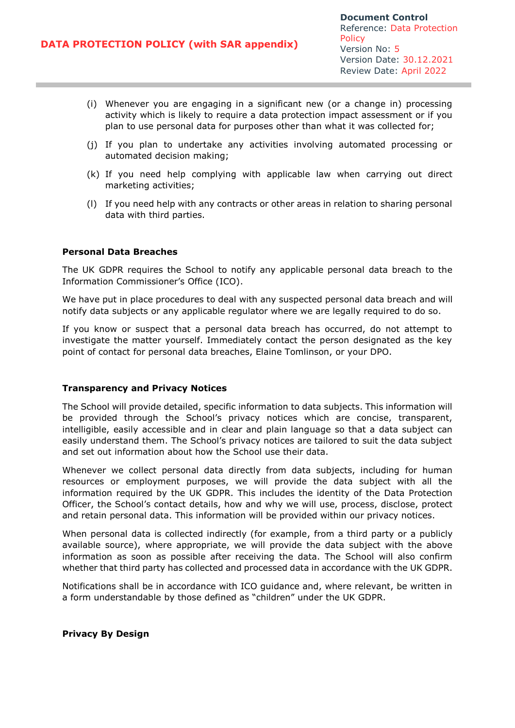(i) Whenever you are engaging in a significant new (or a change in) processing activity which is likely to require a data protection impact assessment or if you plan to use personal data for purposes other than what it was collected for;

(j) If you plan to undertake any activities involving automated processing or automated decision making;

(k) If you need help complying with applicable law when carrying out direct marketing activities;

(l) If you need help with any contracts or other areas in relation to sharing personal data with third parties.

**Personal Data Breaches**

The UK GDPR requires the School to notify any applicable personal data breach to the Information Commissioner's Office (ICO).

We have put in place procedures to deal with any suspected personal data breach and will notify data subjects or any applicable regulator where we are legally required to do so.

If you know or suspect that a personal data breach has occurred, do not attempt to investigate the matter yourself. Immediately contact the person designated as the key point of contact for personal data breaches, Elaine Tomlinson, or your DPO.

**Transparency and Privacy Notices**

The School will provide detailed, specific information to data subjects. This information will be provided through the School's privacy notices which are concise, transparent, intelligible, easily accessible and in clear and plain language so that a data subject can easily understand them. The School's privacy notices are tailored to suit the data subject and set out information about how the School use their data.

Whenever we collect personal data directly from data subjects, including for human resources or employment purposes, we will provide the data subject with all the information required by the UK GDPR. This includes the identity of the Data Protection Officer, the School's contact details, how and why we will use, process, disclose, protect and retain personal data. This information will be provided within our privacy notices.

When personal data is collected indirectly (for example, from a third party or a publicly available source), where appropriate, we will provide the data subject with the above information as soon as possible after receiving the data. The School will also confirm whether that third party has collected and processed data in accordance with the UK GDPR.

Notifications shall be in accordance with ICO guidance and, where relevant, be written in a form understandable by those defined as "children" under the UK GDPR.

**Privacy By Design**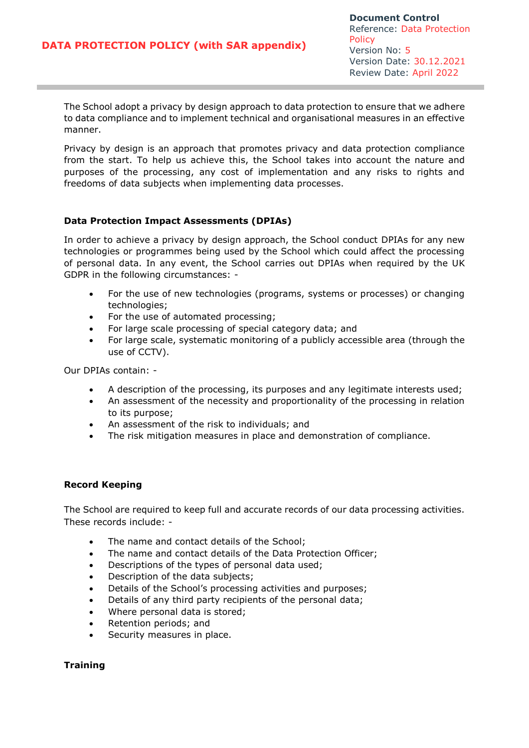The School adopt a privacy by design approach to data protection to ensure that we adhere to data compliance and to implement technical and organisational measures in an effective manner.

Privacy by design is an approach that promotes privacy and data protection compliance from the start. To help us achieve this, the School takes into account the nature and purposes of the processing, any cost of implementation and any risks to rights and freedoms of data subjects when implementing data processes.

**Data Protection Impact Assessments (DPIAs)**

In order to achieve a privacy by design approach, the School conduct DPIAs for any new technologies or programmes being used by the School which could affect the processing of personal data. In any event, the School carries out DPIAs when required by the UK GDPR in the following circumstances: -

- For the use of new technologies (programs, systems or processes) or changing technologies;
- For the use of automated processing;
- For large scale processing of special category data; and
- For large scale, systematic monitoring of a publicly accessible area (through the use of CCTV).

Our DPIAs contain: -

- A description of the processing, its purposes and any legitimate interests used;
- An assessment of the necessity and proportionality of the processing in relation to its purpose;
- An assessment of the risk to individuals; and
- The risk mitigation measures in place and demonstration of compliance.

**Record Keeping**

The School are required to keep full and accurate records of our data processing activities. These records include: -

- The name and contact details of the School;
- The name and contact details of the Data Protection Officer;
- Descriptions of the types of personal data used;
- Description of the data subjects;
- Details of the School's processing activities and purposes;
- Details of any third party recipients of the personal data;
- Where personal data is stored;
- Retention periods; and
- Security measures in place.

**Training**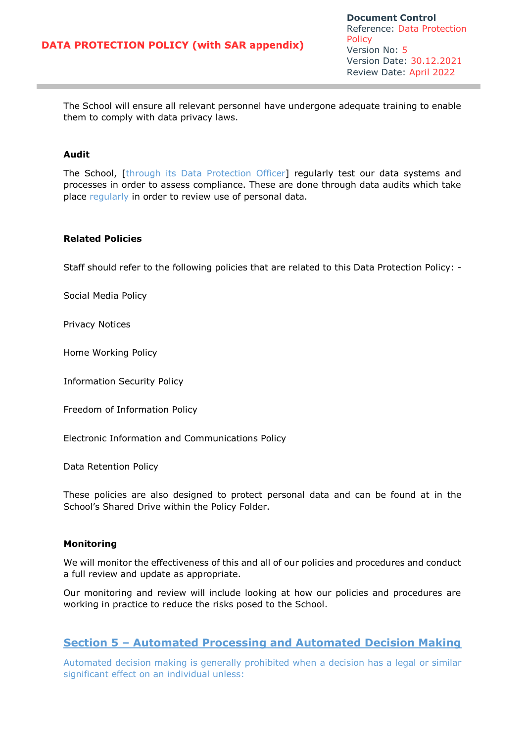The School will ensure all relevant personnel have undergone adequate training to enable them to comply with data privacy laws.

**Audit**

The School, [through its Data Protection Officer] regularly test our data systems and processes in order to assess compliance. These are done through data audits which take place regularly in order to review use of personal data.

**Related Policies**

Staff should refer to the following policies that are related to this Data Protection Policy: -

Social Media Policy

Privacy Notices

Home Working Policy

Information Security Policy

Freedom of Information Policy

Electronic Information and Communications Policy

Data Retention Policy

These policies are also designed to protect personal data and can be found at in the School's Shared Drive within the Policy Folder.

**Monitoring**

We will monitor the effectiveness of this and all of our policies and procedures and conduct a full review and update as appropriate.

Our monitoring and review will include looking at how our policies and procedures are working in practice to reduce the risks posed to the School.

## Section 5 – Automated Processing and Automated Decision Making

Automated decision making is generally prohibited when a decision has a legal or similar significant effect on an individual unless: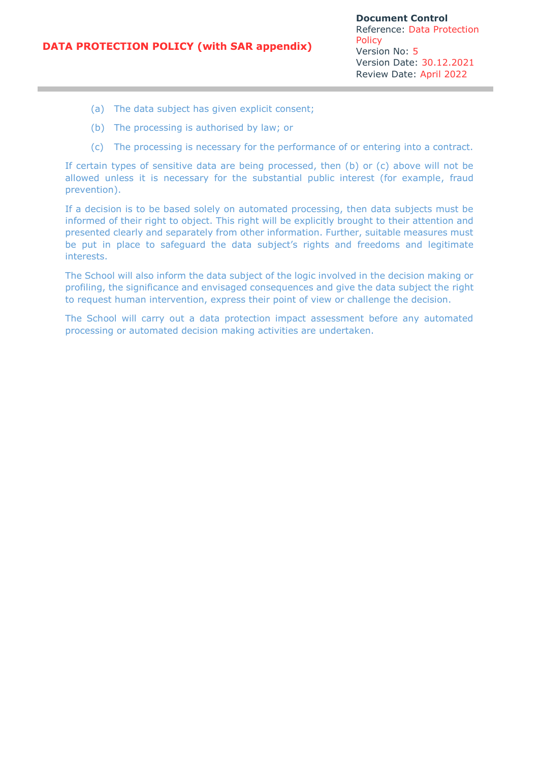(a) The data subject has given explicit consent;

(b) The processing is authorised by law; or

(c) The processing is necessary for the performance of or entering into a contract.

If certain types of sensitive data are being processed, then (b) or (c) above will not be allowed unless it is necessary for the substantial public interest (for example, fraud prevention).

If a decision is to be based solely on automated processing, then data subjects must be informed of their right to object. This right will be explicitly brought to their attention and presented clearly and separately from other information. Further, suitable measures must be put in place to safeguard the data subject's rights and freedoms and legitimate interests.

The School will also inform the data subject of the logic involved in the decision making or profiling, the significance and envisaged consequences and give the data subject the right to request human intervention, express their point of view or challenge the decision.

The School will carry out a data protection impact assessment before any automated processing or automated decision making activities are undertaken.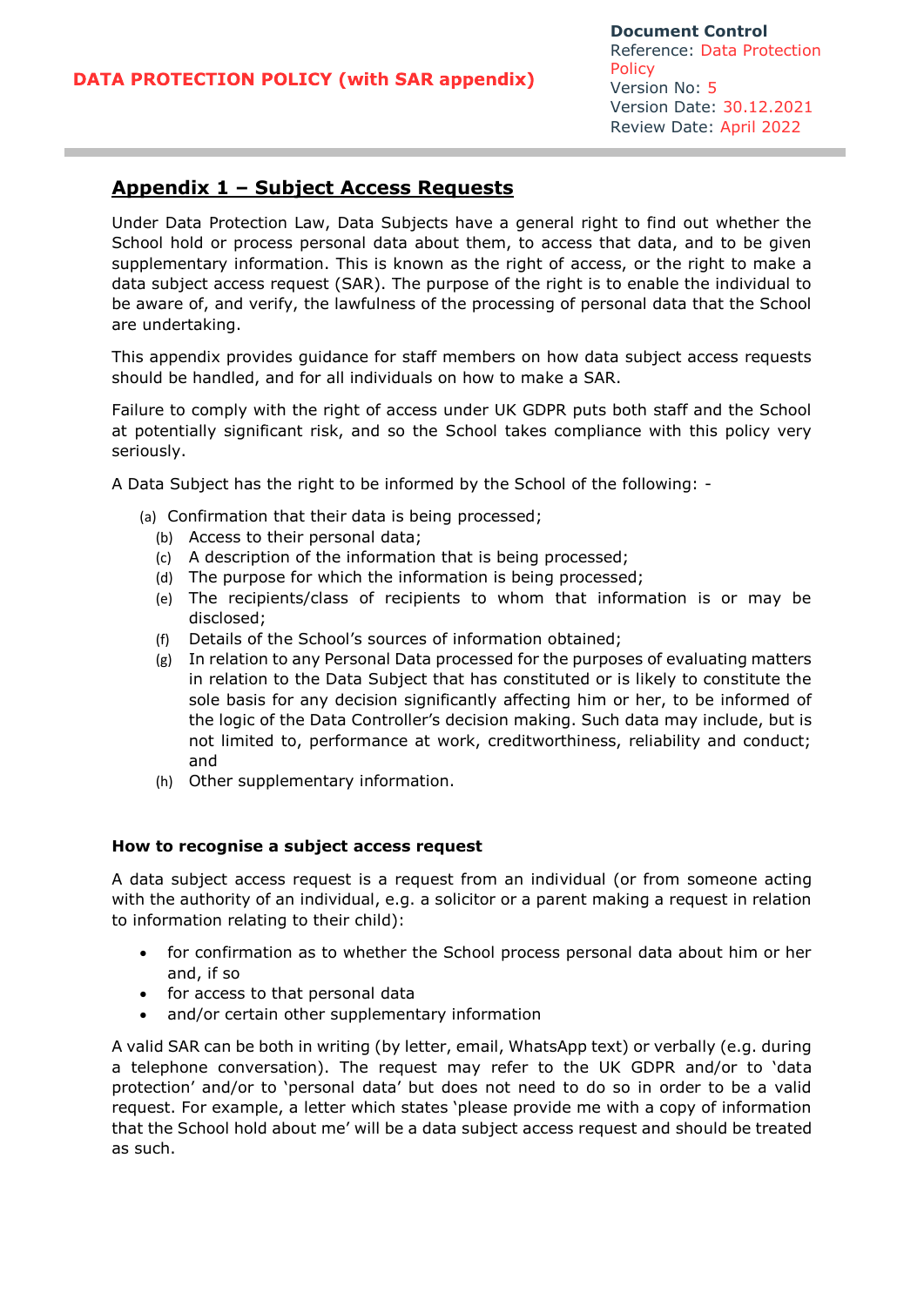## Appendix 1 – Subject Access Requests

Under Data Protection Law, Data Subjects have a general right to find out whether the School hold or process personal data about them, to access that data, and to be given supplementary information. This is known as the right of access, or the right to make a data subject access request (SAR). The purpose of the right is to enable the individual to be aware of, and verify, the lawfulness of the processing of personal data that the School are undertaking.

This appendix provides guidance for staff members on how data subject access requests should be handled, and for all individuals on how to make a SAR.

Failure to comply with the right of access under UK GDPR puts both staff and the School at potentially significant risk, and so the School takes compliance with this policy very seriously.

A Data Subject has the right to be informed by the School of the following: -

(a) Confirmation that their data is being processed;
(b) Access to their personal data;
(c) A description of the information that is being processed;
(d) The purpose for which the information is being processed;
(e) The recipients/class of recipients to whom that information is or may be disclosed;
(f) Details of the School's sources of information obtained;
(g) In relation to any Personal Data processed for the purposes of evaluating matters in relation to the Data Subject that has constituted or is likely to constitute the sole basis for any decision significantly affecting him or her, to be informed of the logic of the Data Controller's decision making. Such data may include, but is not limited to, performance at work, creditworthiness, reliability and conduct; and
(h) Other supplementary information.

**How to recognise a subject access request**

A data subject access request is a request from an individual (or from someone acting with the authority of an individual, e.g. a solicitor or a parent making a request in relation to information relating to their child):

- for confirmation as to whether the School process personal data about him or her and, if so
- for access to that personal data
- and/or certain other supplementary information

A valid SAR can be both in writing (by letter, email, WhatsApp text) or verbally (e.g. during a telephone conversation). The request may refer to the UK GDPR and/or to 'data protection' and/or to 'personal data' but does not need to do so in order to be a valid request. For example, a letter which states 'please provide me with a copy of information that the School hold about me' will be a data subject access request and should be treated as such.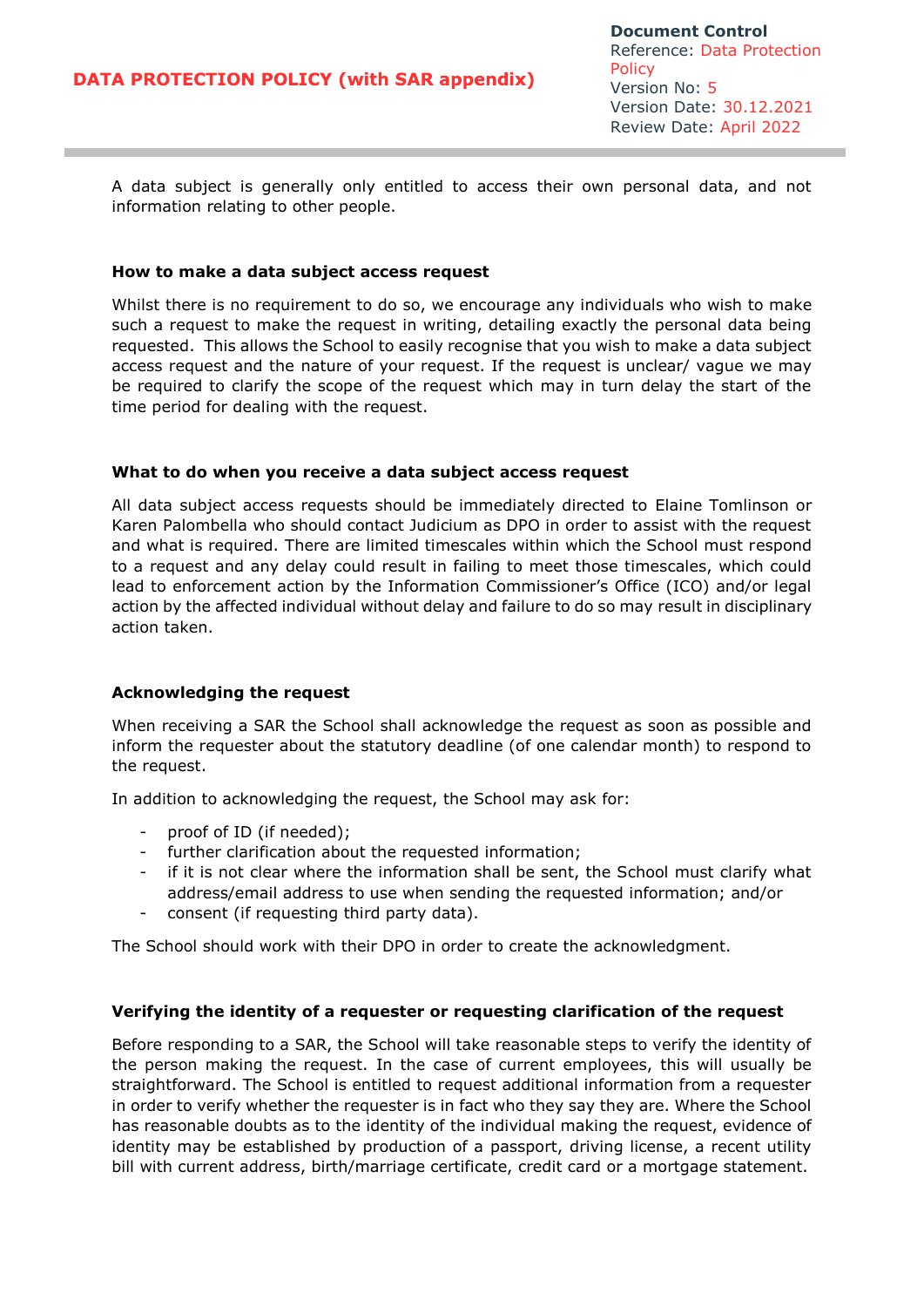A data subject is generally only entitled to access their own personal data, and not information relating to other people.

### How to make a data subject access request

Whilst there is no requirement to do so, we encourage any individuals who wish to make such a request to make the request in writing, detailing exactly the personal data being requested. This allows the School to easily recognise that you wish to make a data subject access request and the nature of your request. If the request is unclear/ vague we may be required to clarify the scope of the request which may in turn delay the start of the time period for dealing with the request.

### What to do when you receive a data subject access request

All data subject access requests should be immediately directed to Elaine Tomlinson or Karen Palombella who should contact Judicium as DPO in order to assist with the request and what is required. There are limited timescales within which the School must respond to a request and any delay could result in failing to meet those timescales, which could lead to enforcement action by the Information Commissioner's Office (ICO) and/or legal action by the affected individual without delay and failure to do so may result in disciplinary action taken.

### Acknowledging the request

When receiving a SAR the School shall acknowledge the request as soon as possible and inform the requester about the statutory deadline (of one calendar month) to respond to the request.

In addition to acknowledging the request, the School may ask for:

- proof of ID (if needed);
- further clarification about the requested information;
- if it is not clear where the information shall be sent, the School must clarify what address/email address to use when sending the requested information; and/or
- consent (if requesting third party data).

The School should work with their DPO in order to create the acknowledgment.

### Verifying the identity of a requester or requesting clarification of the request

Before responding to a SAR, the School will take reasonable steps to verify the identity of the person making the request. In the case of current employees, this will usually be straightforward. The School is entitled to request additional information from a requester in order to verify whether the requester is in fact who they say they are. Where the School has reasonable doubts as to the identity of the individual making the request, evidence of identity may be established by production of a passport, driving license, a recent utility bill with current address, birth/marriage certificate, credit card or a mortgage statement.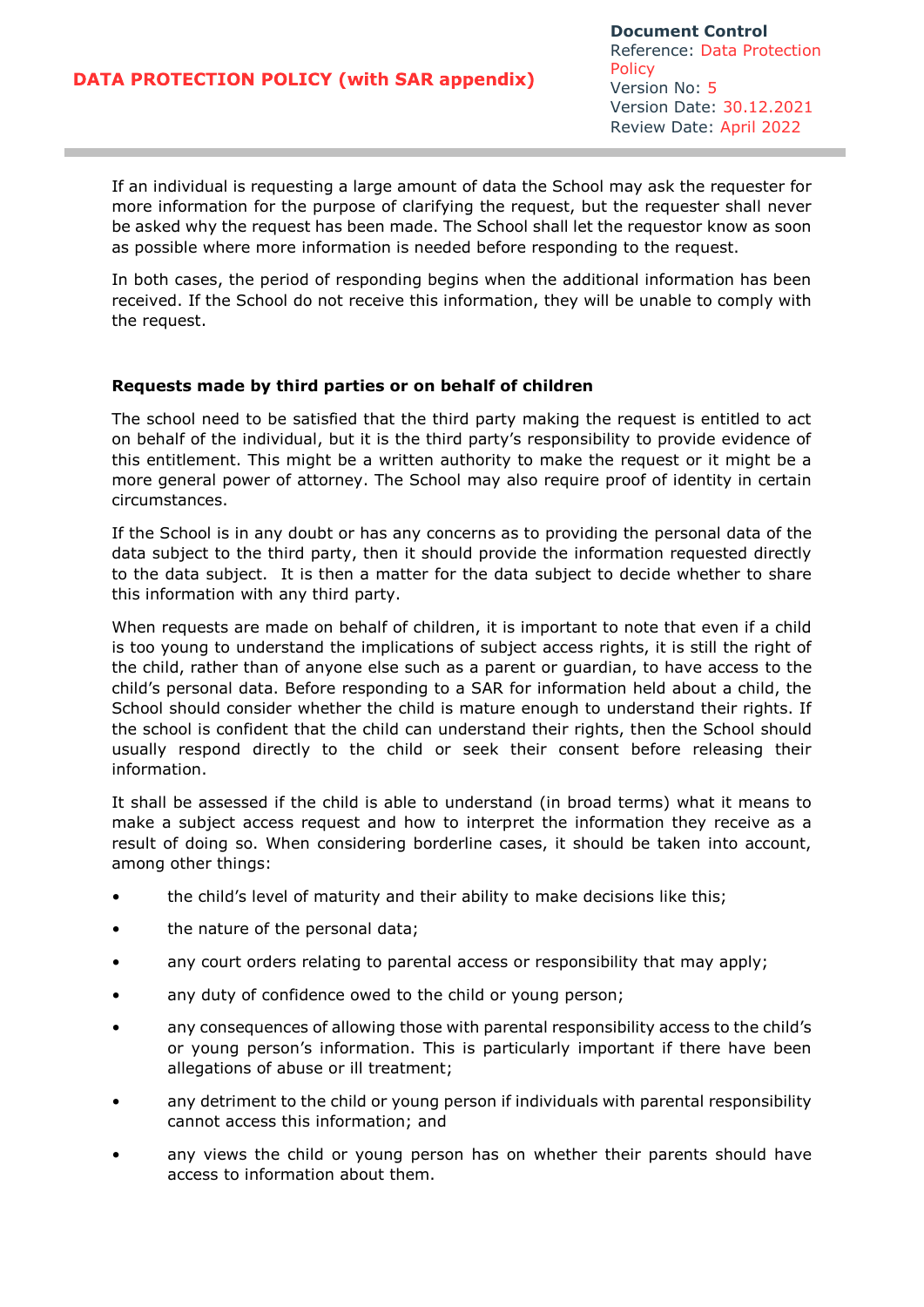If an individual is requesting a large amount of data the School may ask the requester for more information for the purpose of clarifying the request, but the requester shall never be asked why the request has been made. The School shall let the requestor know as soon as possible where more information is needed before responding to the request.

In both cases, the period of responding begins when the additional information has been received. If the School do not receive this information, they will be unable to comply with the request.

**Requests made by third parties or on behalf of children**

The school need to be satisfied that the third party making the request is entitled to act on behalf of the individual, but it is the third party's responsibility to provide evidence of this entitlement. This might be a written authority to make the request or it might be a more general power of attorney. The School may also require proof of identity in certain circumstances.

If the School is in any doubt or has any concerns as to providing the personal data of the data subject to the third party, then it should provide the information requested directly to the data subject. It is then a matter for the data subject to decide whether to share this information with any third party.

When requests are made on behalf of children, it is important to note that even if a child is too young to understand the implications of subject access rights, it is still the right of the child, rather than of anyone else such as a parent or guardian, to have access to the child's personal data. Before responding to a SAR for information held about a child, the School should consider whether the child is mature enough to understand their rights. If the school is confident that the child can understand their rights, then the School should usually respond directly to the child or seek their consent before releasing their information.

It shall be assessed if the child is able to understand (in broad terms) what it means to make a subject access request and how to interpret the information they receive as a result of doing so. When considering borderline cases, it should be taken into account, among other things:

- the child's level of maturity and their ability to make decisions like this;
- the nature of the personal data;
- any court orders relating to parental access or responsibility that may apply;
- any duty of confidence owed to the child or young person;
- any consequences of allowing those with parental responsibility access to the child's or young person's information. This is particularly important if there have been allegations of abuse or ill treatment;
- any detriment to the child or young person if individuals with parental responsibility cannot access this information; and
- any views the child or young person has on whether their parents should have access to information about them.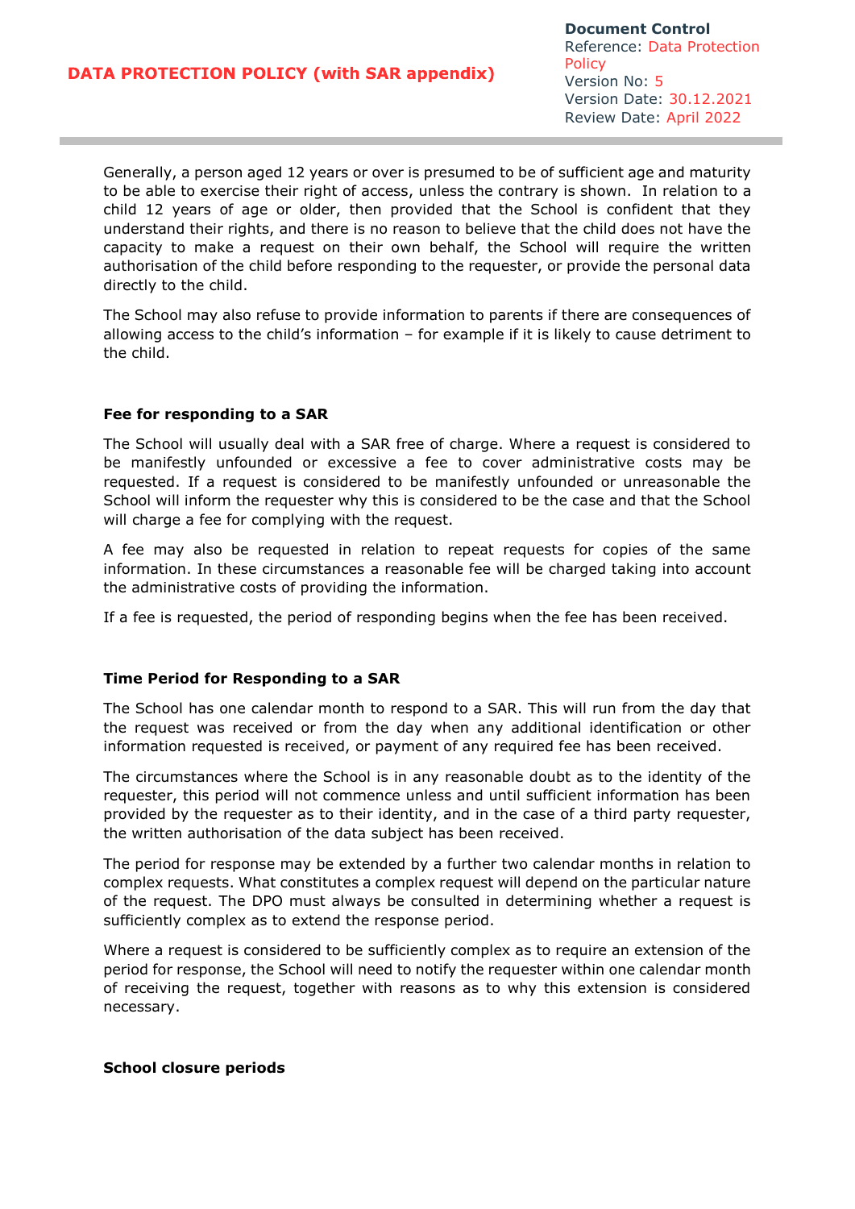Generally, a person aged 12 years or over is presumed to be of sufficient age and maturity to be able to exercise their right of access, unless the contrary is shown. In relation to a child 12 years of age or older, then provided that the School is confident that they understand their rights, and there is no reason to believe that the child does not have the capacity to make a request on their own behalf, the School will require the written authorisation of the child before responding to the requester, or provide the personal data directly to the child.

The School may also refuse to provide information to parents if there are consequences of allowing access to the child's information – for example if it is likely to cause detriment to the child.

**Fee for responding to a SAR**

The School will usually deal with a SAR free of charge. Where a request is considered to be manifestly unfounded or excessive a fee to cover administrative costs may be requested. If a request is considered to be manifestly unfounded or unreasonable the School will inform the requester why this is considered to be the case and that the School will charge a fee for complying with the request.

A fee may also be requested in relation to repeat requests for copies of the same information. In these circumstances a reasonable fee will be charged taking into account the administrative costs of providing the information.

If a fee is requested, the period of responding begins when the fee has been received.

**Time Period for Responding to a SAR**

The School has one calendar month to respond to a SAR. This will run from the day that the request was received or from the day when any additional identification or other information requested is received, or payment of any required fee has been received.

The circumstances where the School is in any reasonable doubt as to the identity of the requester, this period will not commence unless and until sufficient information has been provided by the requester as to their identity, and in the case of a third party requester, the written authorisation of the data subject has been received.

The period for response may be extended by a further two calendar months in relation to complex requests. What constitutes a complex request will depend on the particular nature of the request. The DPO must always be consulted in determining whether a request is sufficiently complex as to extend the response period.

Where a request is considered to be sufficiently complex as to require an extension of the period for response, the School will need to notify the requester within one calendar month of receiving the request, together with reasons as to why this extension is considered necessary.

**School closure periods**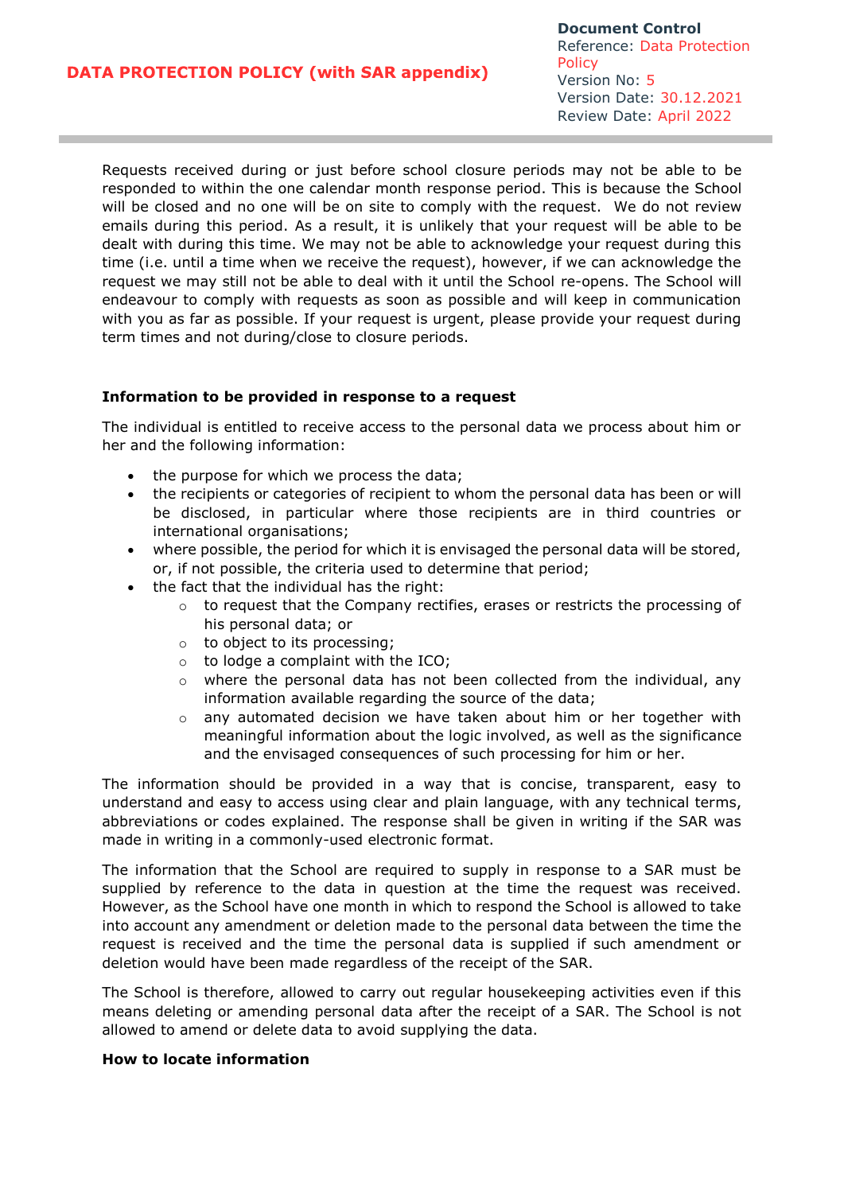Requests received during or just before school closure periods may not be able to be responded to within the one calendar month response period. This is because the School will be closed and no one will be on site to comply with the request. We do not review emails during this period. As a result, it is unlikely that your request will be able to be dealt with during this time. We may not be able to acknowledge your request during this time (i.e. until a time when we receive the request), however, if we can acknowledge the request we may still not be able to deal with it until the School re-opens. The School will endeavour to comply with requests as soon as possible and will keep in communication with you as far as possible. If your request is urgent, please provide your request during term times and not during/close to closure periods.

**Information to be provided in response to a request**

The individual is entitled to receive access to the personal data we process about him or her and the following information:

- the purpose for which we process the data;
- the recipients or categories of recipient to whom the personal data has been or will be disclosed, in particular where those recipients are in third countries or international organisations;
- where possible, the period for which it is envisaged the personal data will be stored, or, if not possible, the criteria used to determine that period;
- the fact that the individual has the right:
  - to request that the Company rectifies, erases or restricts the processing of his personal data; or
  - to object to its processing;
  - to lodge a complaint with the ICO;
  - where the personal data has not been collected from the individual, any information available regarding the source of the data;
  - any automated decision we have taken about him or her together with meaningful information about the logic involved, as well as the significance and the envisaged consequences of such processing for him or her.

The information should be provided in a way that is concise, transparent, easy to understand and easy to access using clear and plain language, with any technical terms, abbreviations or codes explained. The response shall be given in writing if the SAR was made in writing in a commonly-used electronic format.

The information that the School are required to supply in response to a SAR must be supplied by reference to the data in question at the time the request was received. However, as the School have one month in which to respond the School is allowed to take into account any amendment or deletion made to the personal data between the time the request is received and the time the personal data is supplied if such amendment or deletion would have been made regardless of the receipt of the SAR.

The School is therefore, allowed to carry out regular housekeeping activities even if this means deleting or amending personal data after the receipt of a SAR. The School is not allowed to amend or delete data to avoid supplying the data.

**How to locate information**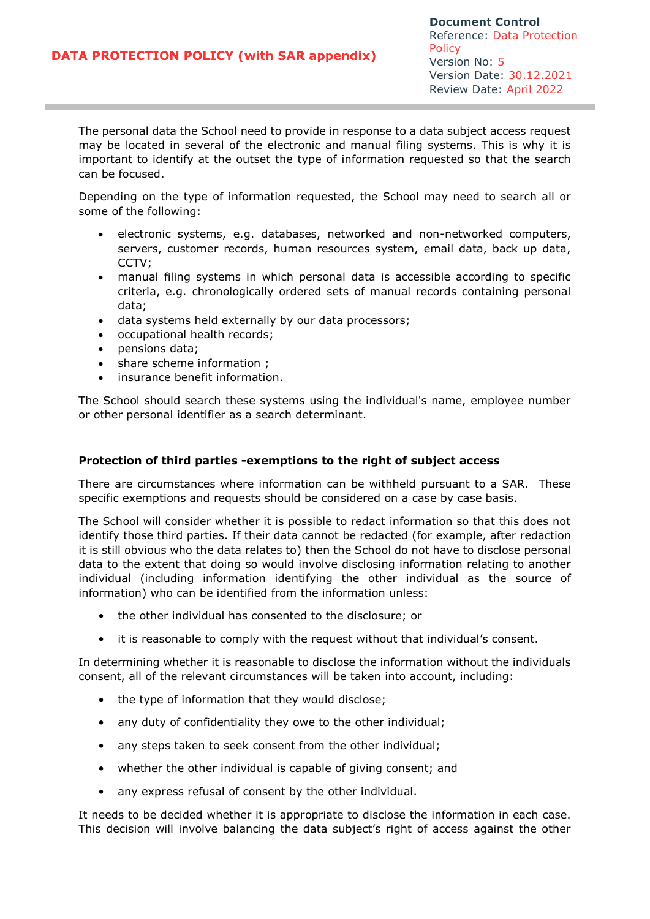The personal data the School need to provide in response to a data subject access request may be located in several of the electronic and manual filing systems. This is why it is important to identify at the outset the type of information requested so that the search can be focused.

Depending on the type of information requested, the School may need to search all or some of the following:

- electronic systems, e.g. databases, networked and non-networked computers, servers, customer records, human resources system, email data, back up data, CCTV;
- manual filing systems in which personal data is accessible according to specific criteria, e.g. chronologically ordered sets of manual records containing personal data;
- data systems held externally by our data processors;
- occupational health records;
- pensions data;
- share scheme information ;
- insurance benefit information.

The School should search these systems using the individual's name, employee number or other personal identifier as a search determinant.

**Protection of third parties -exemptions to the right of subject access**

There are circumstances where information can be withheld pursuant to a SAR. These specific exemptions and requests should be considered on a case by case basis.

The School will consider whether it is possible to redact information so that this does not identify those third parties. If their data cannot be redacted (for example, after redaction it is still obvious who the data relates to) then the School do not have to disclose personal data to the extent that doing so would involve disclosing information relating to another individual (including information identifying the other individual as the source of information) who can be identified from the information unless:

- the other individual has consented to the disclosure; or
- it is reasonable to comply with the request without that individual's consent.

In determining whether it is reasonable to disclose the information without the individuals consent, all of the relevant circumstances will be taken into account, including:

- the type of information that they would disclose;
- any duty of confidentiality they owe to the other individual;
- any steps taken to seek consent from the other individual;
- whether the other individual is capable of giving consent; and
- any express refusal of consent by the other individual.

It needs to be decided whether it is appropriate to disclose the information in each case. This decision will involve balancing the data subject's right of access against the other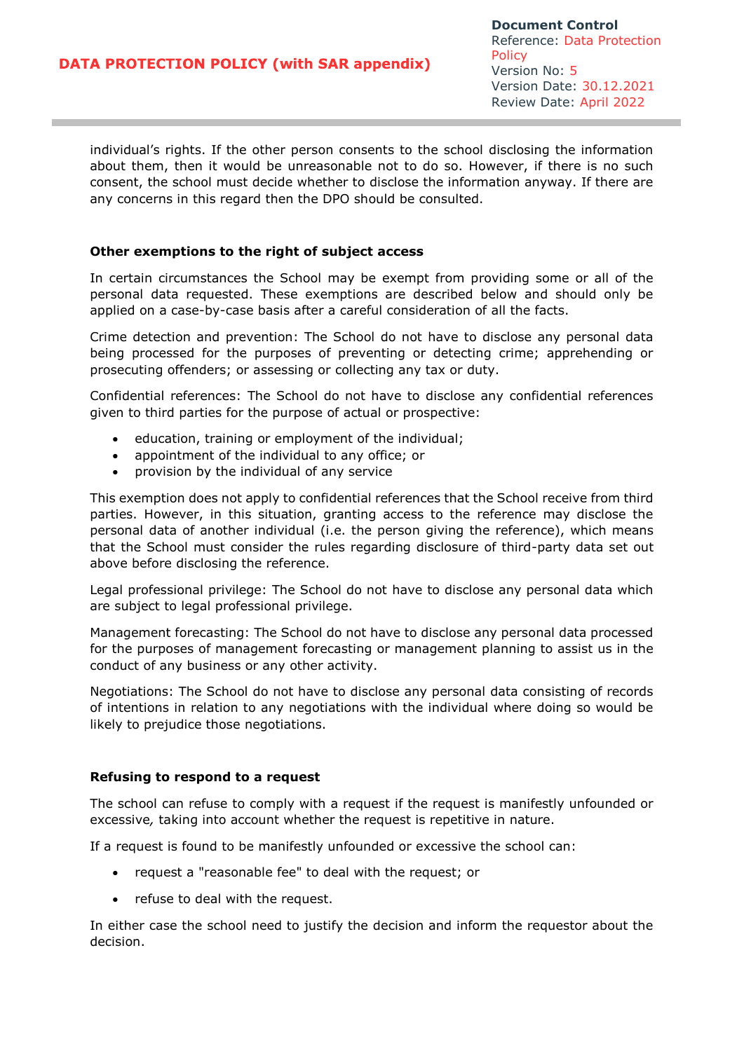individual's rights. If the other person consents to the school disclosing the information about them, then it would be unreasonable not to do so. However, if there is no such consent, the school must decide whether to disclose the information anyway. If there are any concerns in this regard then the DPO should be consulted.

**Other exemptions to the right of subject access**

In certain circumstances the School may be exempt from providing some or all of the personal data requested. These exemptions are described below and should only be applied on a case-by-case basis after a careful consideration of all the facts.

Crime detection and prevention: The School do not have to disclose any personal data being processed for the purposes of preventing or detecting crime; apprehending or prosecuting offenders; or assessing or collecting any tax or duty.

Confidential references: The School do not have to disclose any confidential references given to third parties for the purpose of actual or prospective:

- education, training or employment of the individual;
- appointment of the individual to any office; or
- provision by the individual of any service

This exemption does not apply to confidential references that the School receive from third parties. However, in this situation, granting access to the reference may disclose the personal data of another individual (i.e. the person giving the reference), which means that the School must consider the rules regarding disclosure of third-party data set out above before disclosing the reference.

Legal professional privilege: The School do not have to disclose any personal data which are subject to legal professional privilege.

Management forecasting: The School do not have to disclose any personal data processed for the purposes of management forecasting or management planning to assist us in the conduct of any business or any other activity.

Negotiations: The School do not have to disclose any personal data consisting of records of intentions in relation to any negotiations with the individual where doing so would be likely to prejudice those negotiations.

**Refusing to respond to a request**

The school can refuse to comply with a request if the request is manifestly unfounded or excessive*,* taking into account whether the request is repetitive in nature.

If a request is found to be manifestly unfounded or excessive the school can:

- request a "reasonable fee" to deal with the request; or
- refuse to deal with the request.

In either case the school need to justify the decision and inform the requestor about the decision.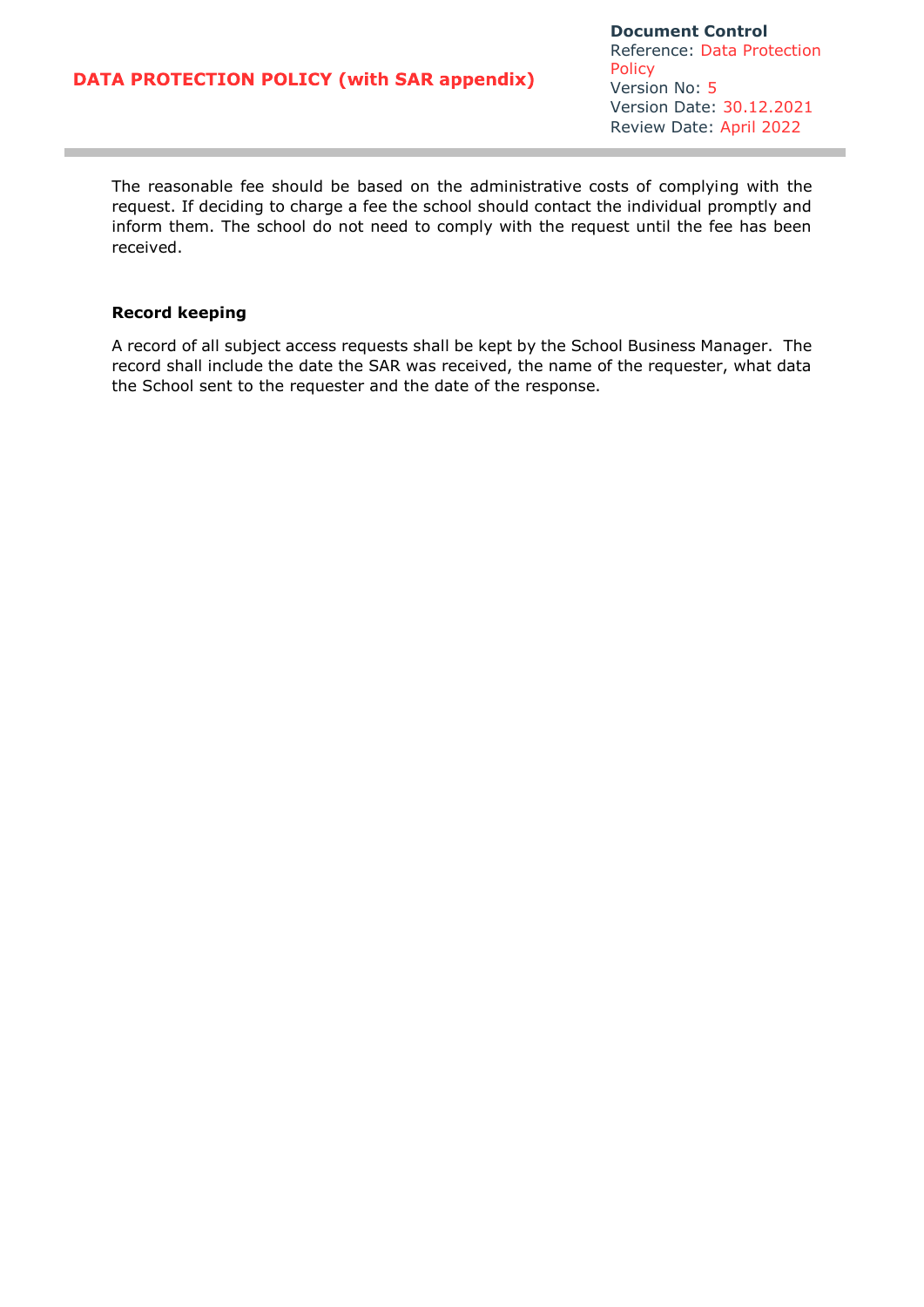The reasonable fee should be based on the administrative costs of complying with the request. If deciding to charge a fee the school should contact the individual promptly and inform them. The school do not need to comply with the request until the fee has been received.

**Record keeping**

A record of all subject access requests shall be kept by the School Business Manager. The record shall include the date the SAR was received, the name of the requester, what data the School sent to the requester and the date of the response.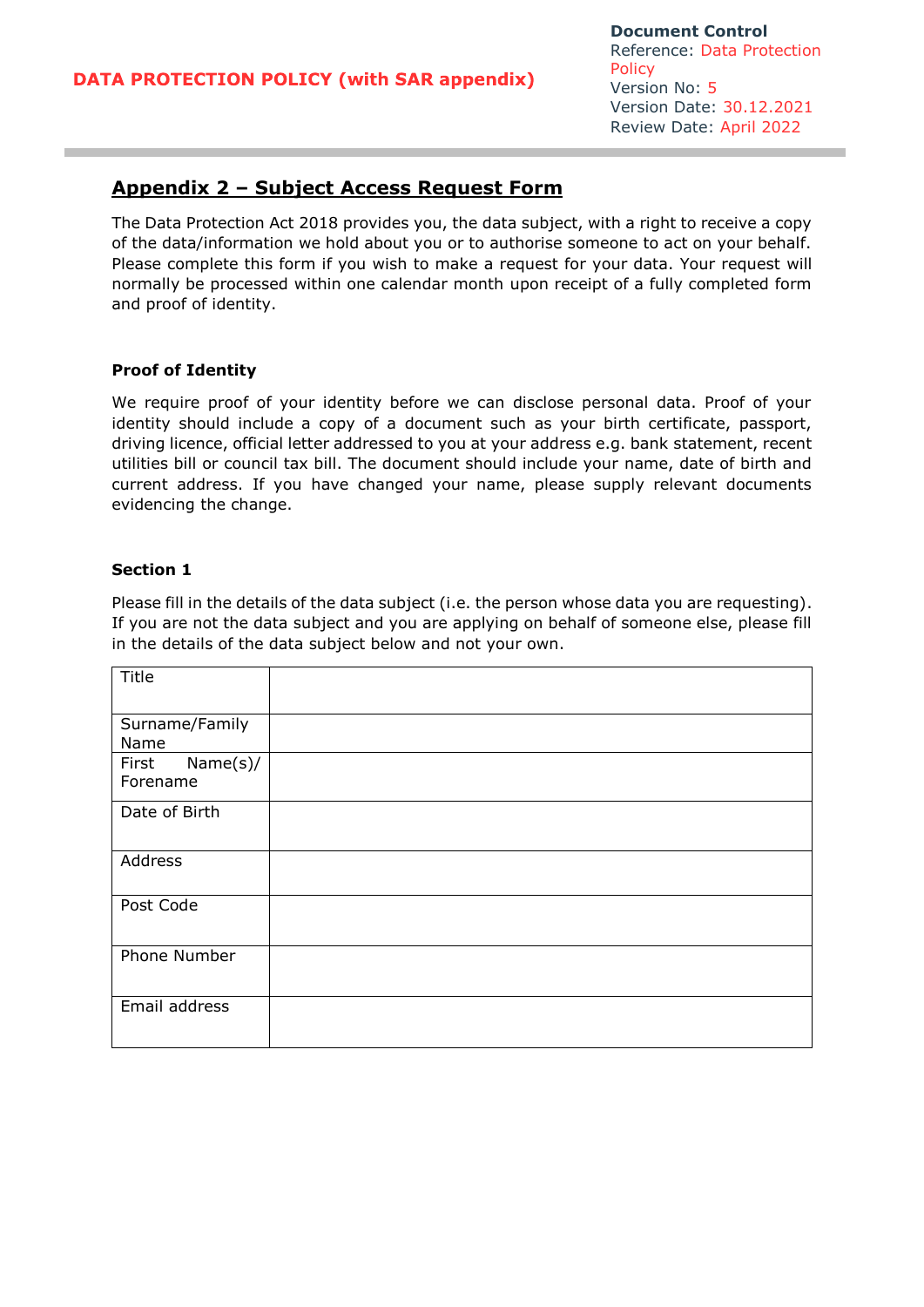## Appendix 2 – Subject Access Request Form

The Data Protection Act 2018 provides you, the data subject, with a right to receive a copy of the data/information we hold about you or to authorise someone to act on your behalf. Please complete this form if you wish to make a request for your data. Your request will normally be processed within one calendar month upon receipt of a fully completed form and proof of identity.

### Proof of Identity

We require proof of your identity before we can disclose personal data. Proof of your identity should include a copy of a document such as your birth certificate, passport, driving licence, official letter addressed to you at your address e.g. bank statement, recent utilities bill or council tax bill. The document should include your name, date of birth and current address. If you have changed your name, please supply relevant documents evidencing the change.

### Section 1

Please fill in the details of the data subject (i.e. the person whose data you are requesting). If you are not the data subject and you are applying on behalf of someone else, please fill in the details of the data subject below and not your own.

| | |
|---|---|
| Title | |
| Surname/Family Name | |
| First Name(s)/ Forename | |
| Date of Birth | |
| Address | |
| Post Code | |
| Phone Number | |
| Email address | |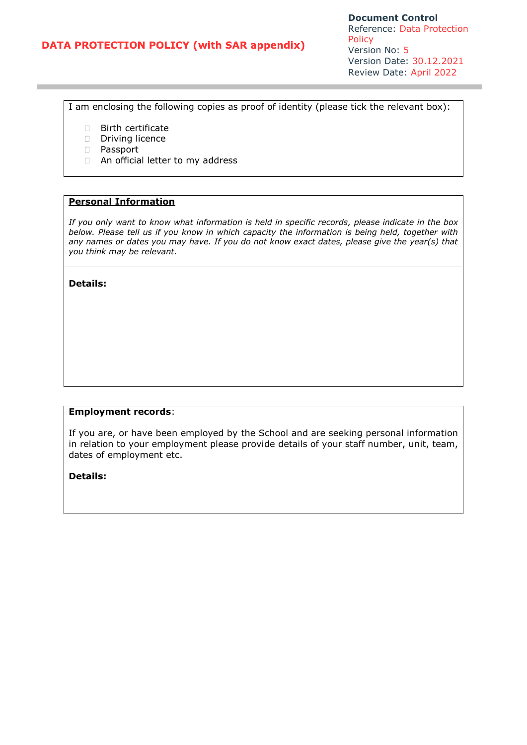I am enclosing the following copies as proof of identity (please tick the relevant box):

- ☐ Birth certificate
- ☐ Driving licence
- ☐ Passport
- ☐ An official letter to my address

**Personal Information**

*If you only want to know what information is held in specific records, please indicate in the box below. Please tell us if you know in which capacity the information is being held, together with any names or dates you may have. If you do not know exact dates, please give the year(s) that you think may be relevant.*

**Details:**

**Employment records**:

If you are, or have been employed by the School and are seeking personal information in relation to your employment please provide details of your staff number, unit, team, dates of employment etc.

**Details:**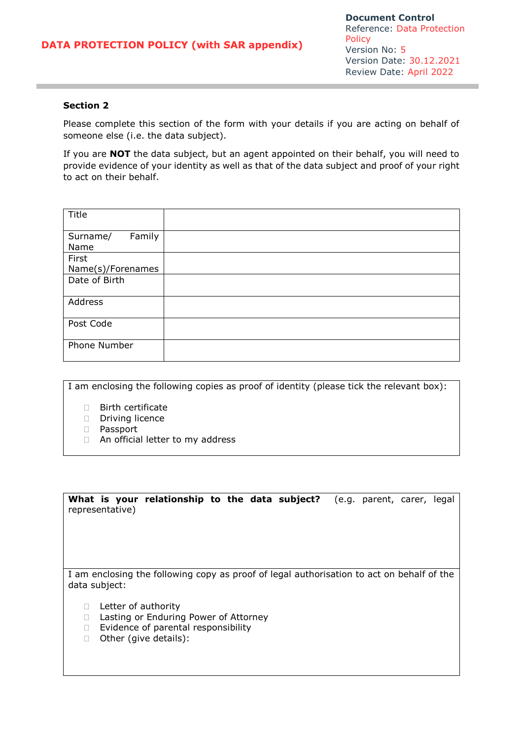**Section 2**

Please complete this section of the form with your details if you are acting on behalf of someone else (i.e. the data subject).

If you are **NOT** the data subject, but an agent appointed on their behalf, you will need to provide evidence of your identity as well as that of the data subject and proof of your right to act on their behalf.

| | |
|---|---|
| Title | |
| Surname/ Family Name | |
| First Name(s)/Forenames | |
| Date of Birth | |
| Address | |
| Post Code | |
| Phone Number | |

I am enclosing the following copies as proof of identity (please tick the relevant box):

- ☐ Birth certificate
- ☐ Driving licence
- ☐ Passport
- ☐ An official letter to my address

**What is your relationship to the data subject?** (e.g. parent, carer, legal representative)

I am enclosing the following copy as proof of legal authorisation to act on behalf of the data subject:

- ☐ Letter of authority
- ☐ Lasting or Enduring Power of Attorney
- ☐ Evidence of parental responsibility
- ☐ Other (give details):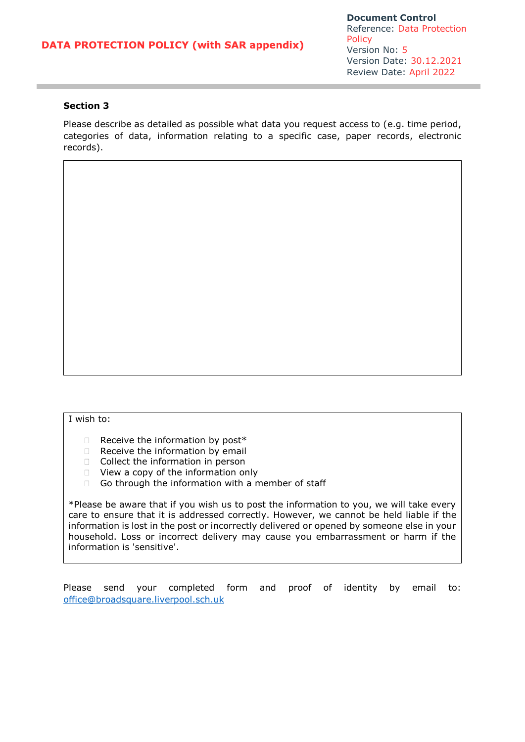**Section 3**

Please describe as detailed as possible what data you request access to (e.g. time period, categories of data, information relating to a specific case, paper records, electronic records).

I wish to:

- ☐ Receive the information by post*
- ☐ Receive the information by email
- ☐ Collect the information in person
- ☐ View a copy of the information only
- ☐ Go through the information with a member of staff

*Please be aware that if you wish us to post the information to you, we will take every care to ensure that it is addressed correctly. However, we cannot be held liable if the information is lost in the post or incorrectly delivered or opened by someone else in your household. Loss or incorrect delivery may cause you embarrassment or harm if the information is 'sensitive'.

Please send your completed form and proof of identity by email to: office@broadsquare.liverpool.sch.uk